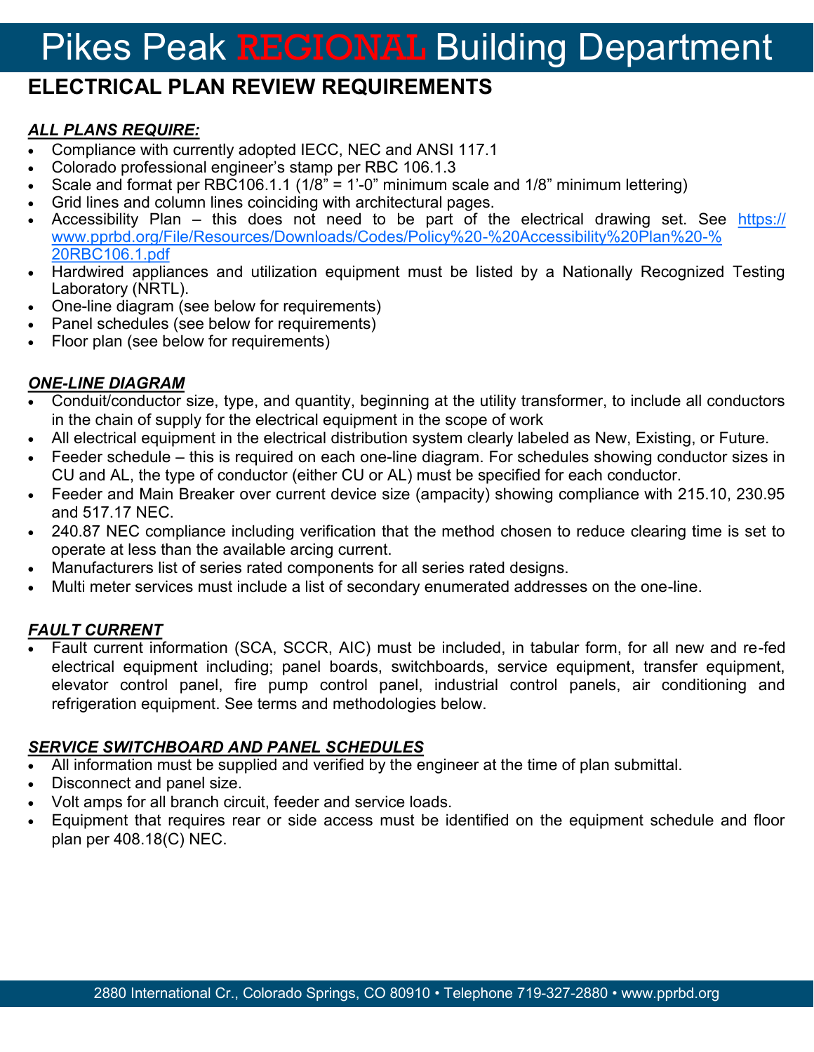# Pikes Peak REGIONAL Building Department

## ELECTRICAL PLAN REVIEW REQUIREMENTS

### *ALL PLANS REQUIRE:*

- Compliance with currently adopted IECC, NEC and ANSI 117.1
- Colorado professional engineer's stamp per RBC 106.1.3
- Scale and format per RBC106.1.1 (1/8" = 1'-0" minimum scale and 1/8" minimum lettering)
- Grid lines and column lines coinciding with architectural pages.
- Accessibility Plan – this does not need to be part of the electrical drawing set. See https://www.pprbd.org/File/Resources/Downloads/Codes/Policy%20-%20Accessibility%20Plan%20-%20RBC106.1.pdf
- Hardwired appliances and utilization equipment must be listed by a Nationally Recognized Testing Laboratory (NRTL).
- One-line diagram (see below for requirements)
- Panel schedules (see below for requirements)
- Floor plan (see below for requirements)

### *ONE-LINE DIAGRAM*

- Conduit/conductor size, type, and quantity, beginning at the utility transformer, to include all conductors in the chain of supply for the electrical equipment in the scope of work
- All electrical equipment in the electrical distribution system clearly labeled as New, Existing, or Future.
- Feeder schedule – this is required on each one-line diagram. For schedules showing conductor sizes in CU and AL, the type of conductor (either CU or AL) must be specified for each conductor.
- Feeder and Main Breaker over current device size (ampacity) showing compliance with 215.10, 230.95 and 517.17 NEC.
- 240.87 NEC compliance including verification that the method chosen to reduce clearing time is set to operate at less than the available arcing current.
- Manufacturers list of series rated components for all series rated designs.
- Multi meter services must include a list of secondary enumerated addresses on the one-line.

### *FAULT CURRENT*

- Fault current information (SCA, SCCR, AIC) must be included, in tabular form, for all new and re-fed electrical equipment including; panel boards, switchboards, service equipment, transfer equipment, elevator control panel, fire pump control panel, industrial control panels, air conditioning and refrigeration equipment. See terms and methodologies below.

### *SERVICE SWITCHBOARD AND PANEL SCHEDULES*

- All information must be supplied and verified by the engineer at the time of plan submittal.
- Disconnect and panel size.
- Volt amps for all branch circuit, feeder and service loads.
- Equipment that requires rear or side access must be identified on the equipment schedule and floor plan per 408.18(C) NEC.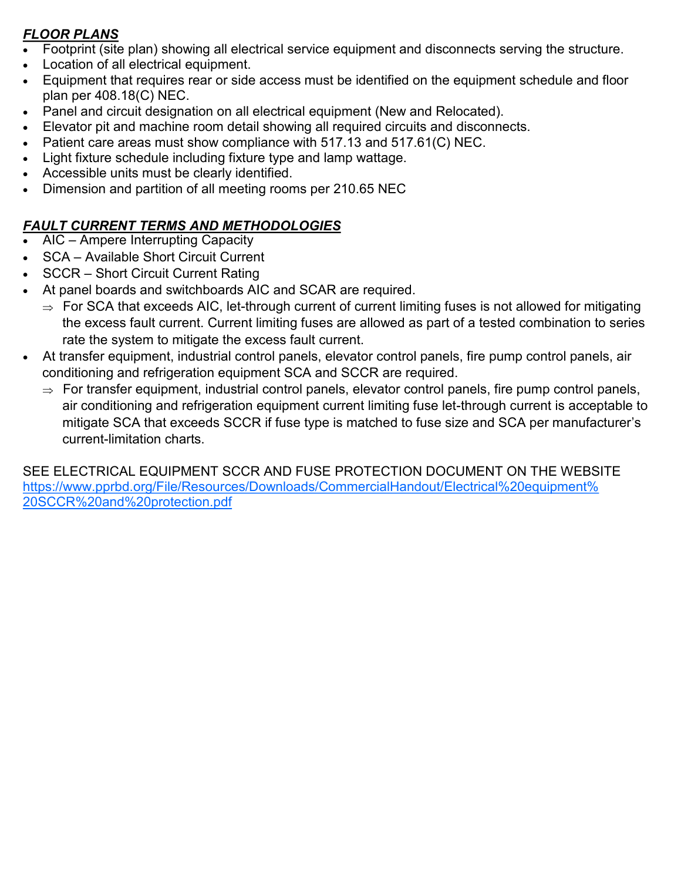***FLOOR PLANS***

- Footprint (site plan) showing all electrical service equipment and disconnects serving the structure.
- Location of all electrical equipment.
- Equipment that requires rear or side access must be identified on the equipment schedule and floor plan per 408.18(C) NEC.
- Panel and circuit designation on all electrical equipment (New and Relocated).
- Elevator pit and machine room detail showing all required circuits and disconnects.
- Patient care areas must show compliance with 517.13 and 517.61(C) NEC.
- Light fixture schedule including fixture type and lamp wattage.
- Accessible units must be clearly identified.
- Dimension and partition of all meeting rooms per 210.65 NEC

***FAULT CURRENT TERMS AND METHODOLOGIES***

- AIC – Ampere Interrupting Capacity
- SCA – Available Short Circuit Current
- SCCR – Short Circuit Current Rating
- At panel boards and switchboards AIC and SCAR are required.
  - ⇒ For SCA that exceeds AIC, let-through current of current limiting fuses is not allowed for mitigating the excess fault current. Current limiting fuses are allowed as part of a tested combination to series rate the system to mitigate the excess fault current.
- At transfer equipment, industrial control panels, elevator control panels, fire pump control panels, air conditioning and refrigeration equipment SCA and SCCR are required.
  - ⇒ For transfer equipment, industrial control panels, elevator control panels, fire pump control panels, air conditioning and refrigeration equipment current limiting fuse let-through current is acceptable to mitigate SCA that exceeds SCCR if fuse type is matched to fuse size and SCA per manufacturer's current-limitation charts.

SEE ELECTRICAL EQUIPMENT SCCR AND FUSE PROTECTION DOCUMENT ON THE WEBSITE
https://www.pprbd.org/File/Resources/Downloads/CommercialHandout/Electrical%20equipment%20SCCR%20and%20protection.pdf